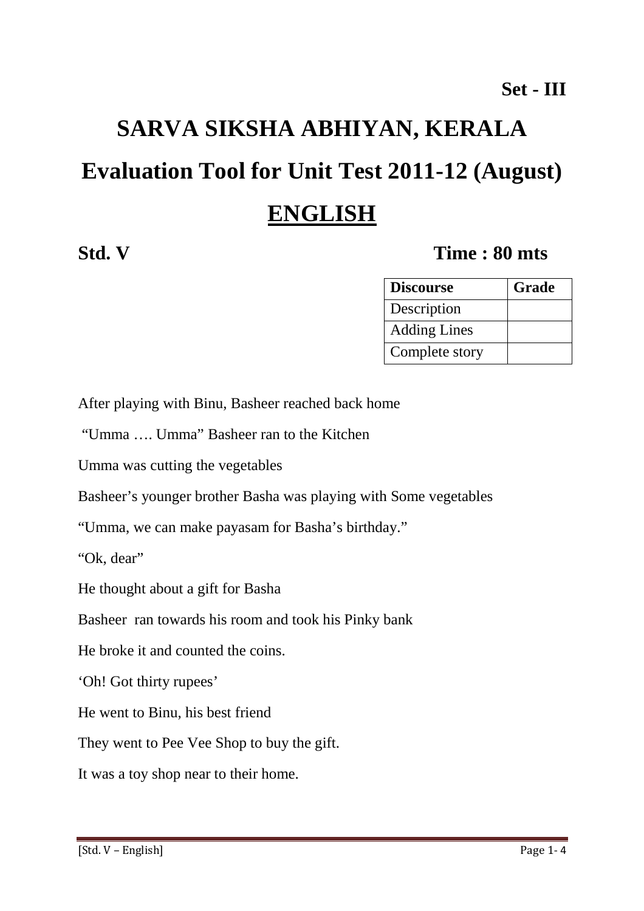**Set - III**

# SARVA SIKSHA ABHIYAN, KERALA

# Evaluation Tool for Unit Test 2011-12 (August)

# ENGLISH

**Std. V** **Time : 80 mts**

| Discourse | Grade |
|---|---|
| Description | |
| Adding Lines | |
| Complete story | |

After playing with Binu, Basheer reached back home

"Umma …. Umma" Basheer ran to the Kitchen

Umma was cutting the vegetables

Basheer's younger brother Basha was playing with Some vegetables

"Umma, we can make payasam for Basha's birthday."

"Ok, dear"

He thought about a gift for Basha

Basheer ran towards his room and took his Pinky bank

He broke it and counted the coins.

'Oh! Got thirty rupees'

He went to Binu, his best friend

They went to Pee Vee Shop to buy the gift.

It was a toy shop near to their home.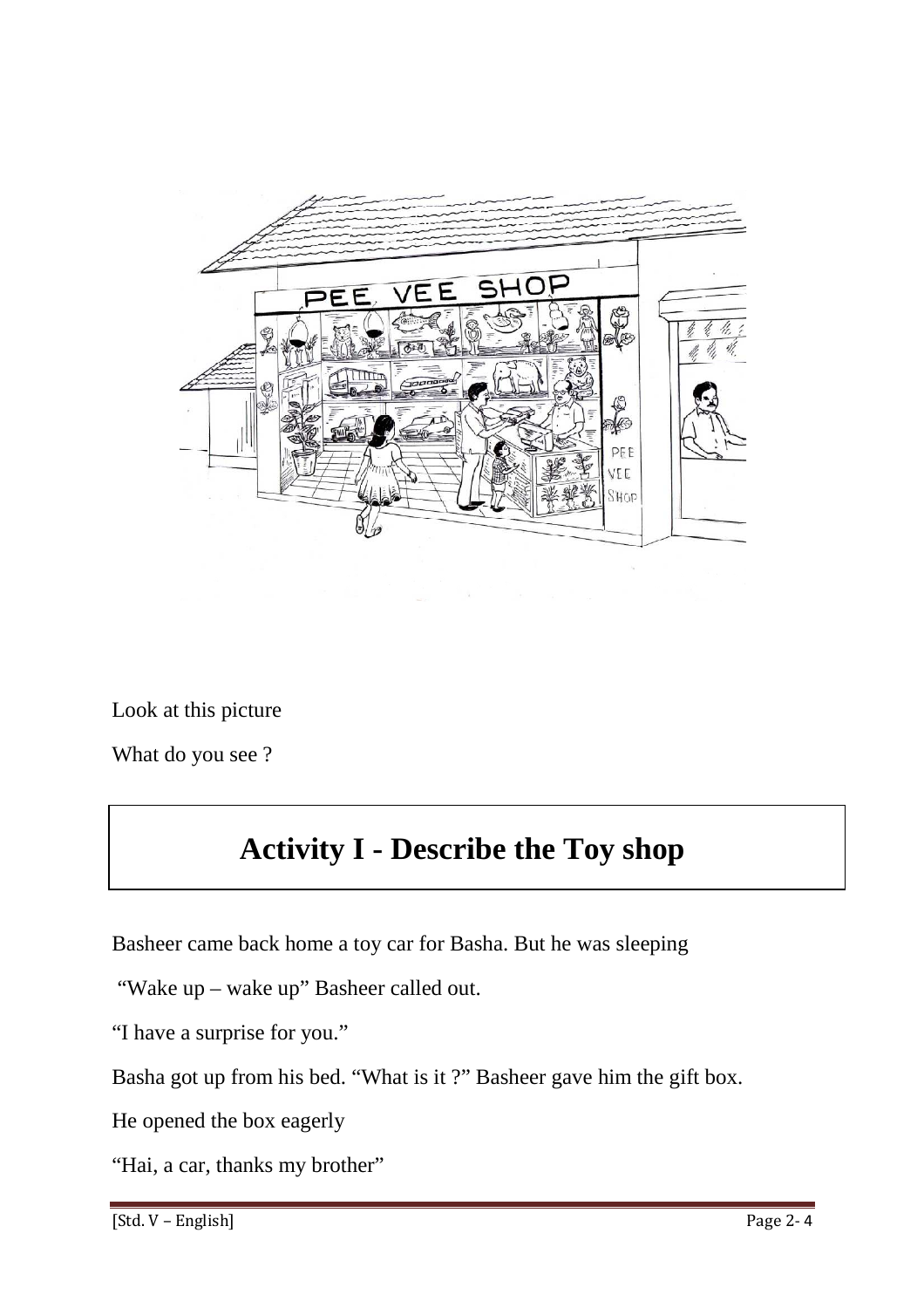Look at this picture

What do you see ?

## Activity I - Describe the Toy shop

Basheer came back home a toy car for Basha. But he was sleeping

"Wake up – wake up" Basheer called out.

"I have a surprise for you."

Basha got up from his bed. "What is it ?" Basheer gave him the gift box.

He opened the box eagerly

"Hai, a car, thanks my brother"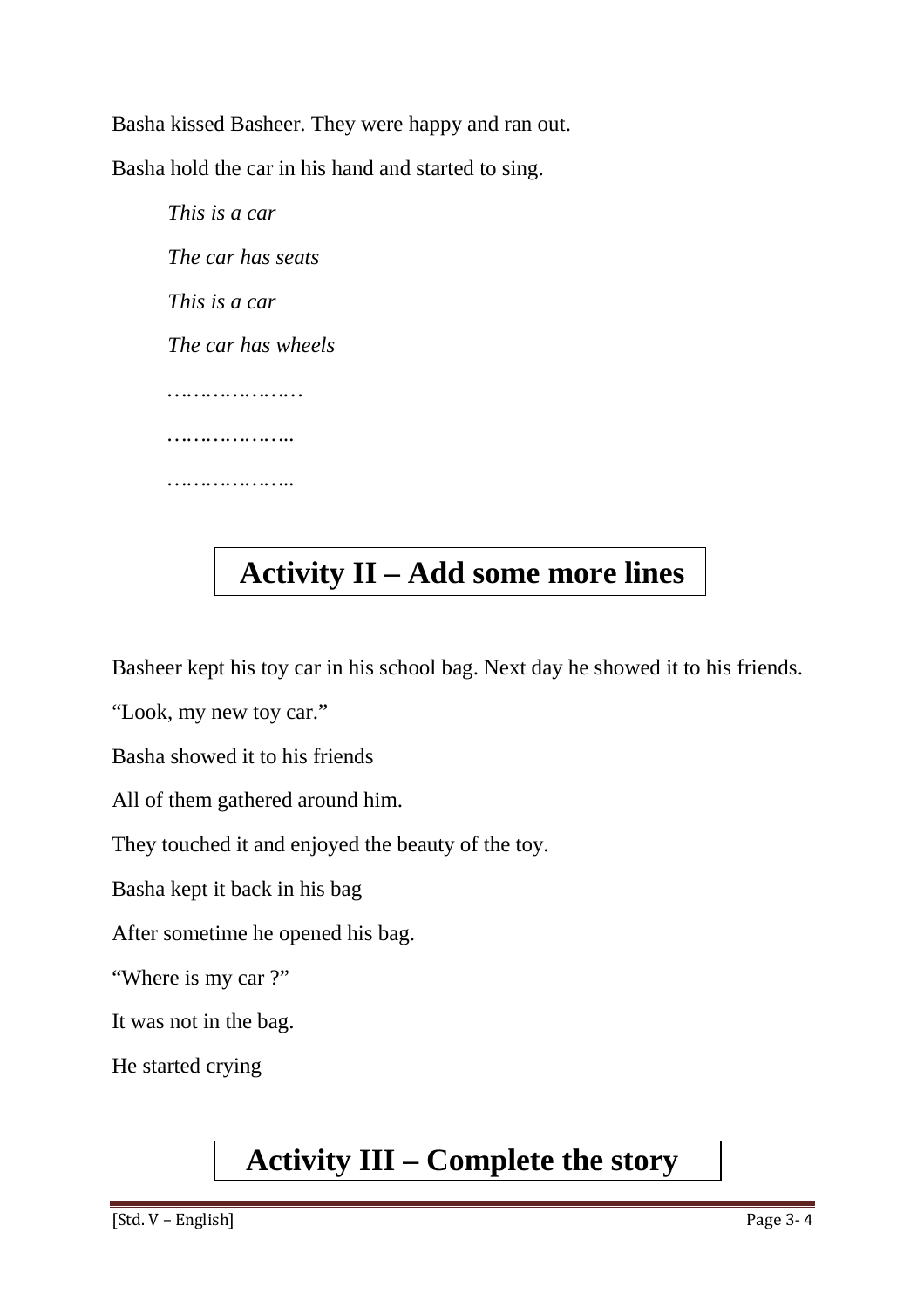Basha kissed Basheer. They were happy and ran out.

Basha hold the car in his hand and started to sing.

*This is a car*

*The car has seats*

*This is a car*

*The car has wheels*

…………………

………………..

………………..

## Activity II – Add some more lines

Basheer kept his toy car in his school bag. Next day he showed it to his friends.

"Look, my new toy car."

Basha showed it to his friends

All of them gathered around him.

They touched it and enjoyed the beauty of the toy.

Basha kept it back in his bag

After sometime he opened his bag.

"Where is my car ?"

It was not in the bag.

He started crying

## Activity III – Complete the story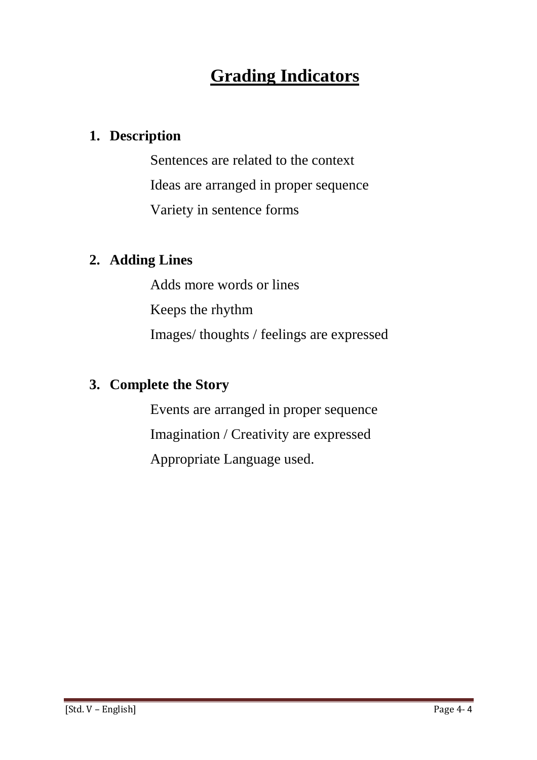# Grading Indicators

1. **Description**

   Sentences are related to the context

   Ideas are arranged in proper sequence

   Variety in sentence forms

2. **Adding Lines**

   Adds more words or lines

   Keeps the rhythm

   Images/ thoughts / feelings are expressed

3. **Complete the Story**

   Events are arranged in proper sequence

   Imagination / Creativity are expressed

   Appropriate Language used.